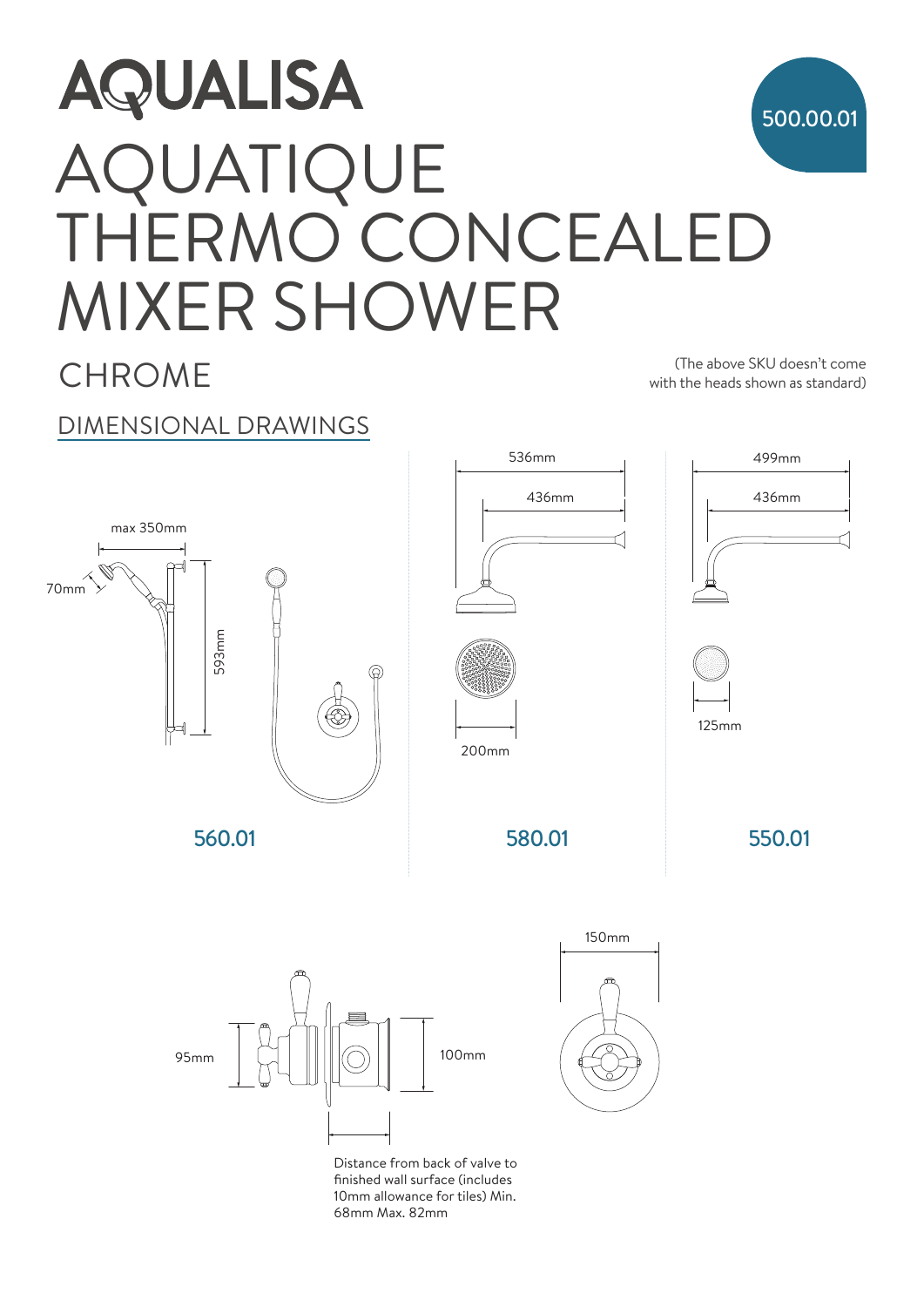# AQUALISA

500.00.01

# AQUATIQUE THERMO CONCEALED MIXER SHOWER

## CHROME

(The above SKU doesn't come with the heads shown as standard)

## DIMENSIONAL DRAWINGS

max 350mm

70mm

593mm

560.01

536mm

436mm

200mm

580.01

499mm

436mm

125mm

550.01

150mm

95mm

100mm

Distance from back of valve to finished wall surface (includes 10mm allowance for tiles) Min. 68mm Max. 82mm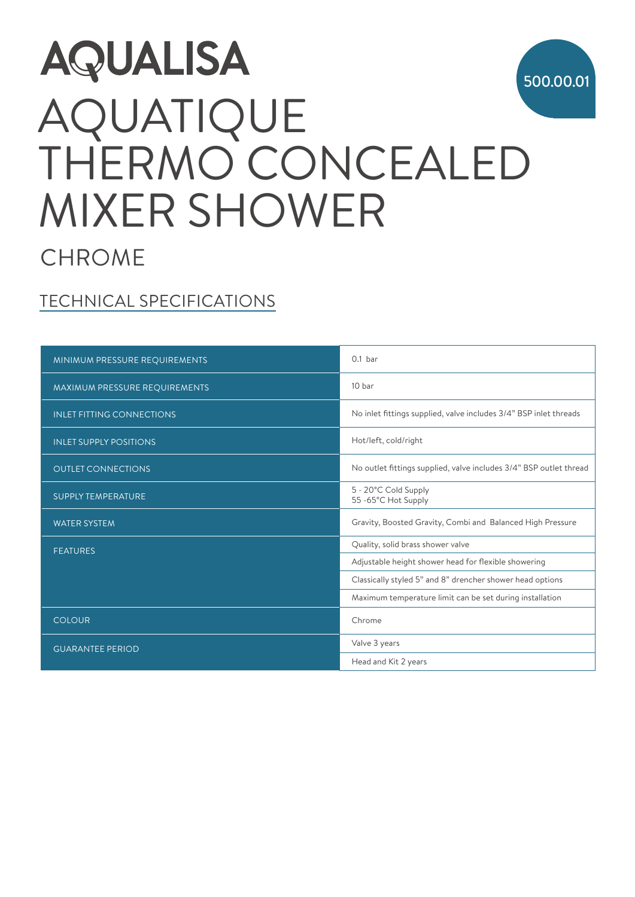# AQUALISA

500.00.01

# AQUATIQUE THERMO CONCEALED MIXER SHOWER

## CHROME

## TECHNICAL SPECIFICATIONS

| | |
|---|---|
| MINIMUM PRESSURE REQUIREMENTS | 0.1 bar |
| MAXIMUM PRESSURE REQUIREMENTS | 10 bar |
| INLET FITTING CONNECTIONS | No inlet fittings supplied, valve includes 3/4" BSP inlet threads |
| INLET SUPPLY POSITIONS | Hot/left, cold/right |
| OUTLET CONNECTIONS | No outlet fittings supplied, valve includes 3/4" BSP outlet thread |
| SUPPLY TEMPERATURE | 5 - 20°C Cold Supply<br>55 -65°C Hot Supply |
| WATER SYSTEM | Gravity, Boosted Gravity, Combi and Balanced High Pressure |
| FEATURES | Quality, solid brass shower valve |
| | Adjustable height shower head for flexible showering |
| | Classically styled 5" and 8" drencher shower head options |
| | Maximum temperature limit can be set during installation |
| COLOUR | Chrome |
| GUARANTEE PERIOD | Valve 3 years |
| | Head and Kit 2 years |